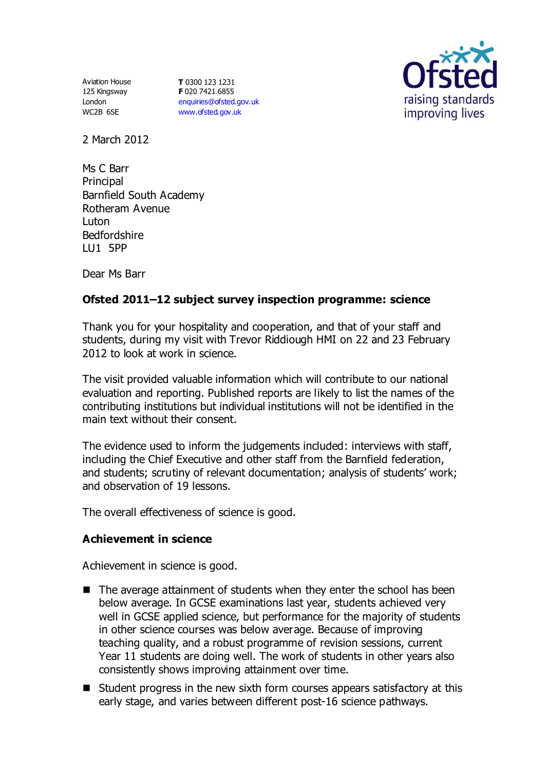Aviation House
125 Kingsway
London
WC2B 6SE

**T** 0300 123 1231
**F** 020 7421 6855
enquiries@ofsted.gov.uk
www.ofsted.gov.uk

2 March 2012

Ms C Barr
Principal
Barnfield South Academy
Rotheram Avenue
Luton
Bedfordshire
LU1 5PP

Dear Ms Barr

**Ofsted 2011–12 subject survey inspection programme: science**

Thank you for your hospitality and cooperation, and that of your staff and students, during my visit with Trevor Riddiough HMI on 22 and 23 February 2012 to look at work in science.

The visit provided valuable information which will contribute to our national evaluation and reporting. Published reports are likely to list the names of the contributing institutions but individual institutions will not be identified in the main text without their consent.

The evidence used to inform the judgements included: interviews with staff, including the Chief Executive and other staff from the Barnfield federation, and students; scrutiny of relevant documentation; analysis of students' work; and observation of 19 lessons.

The overall effectiveness of science is good.

**Achievement in science**

Achievement in science is good.

- The average attainment of students when they enter the school has been below average. In GCSE examinations last year, students achieved very well in GCSE applied science, but performance for the majority of students in other science courses was below average. Because of improving teaching quality, and a robust programme of revision sessions, current Year 11 students are doing well. The work of students in other years also consistently shows improving attainment over time.
- Student progress in the new sixth form courses appears satisfactory at this early stage, and varies between different post-16 science pathways.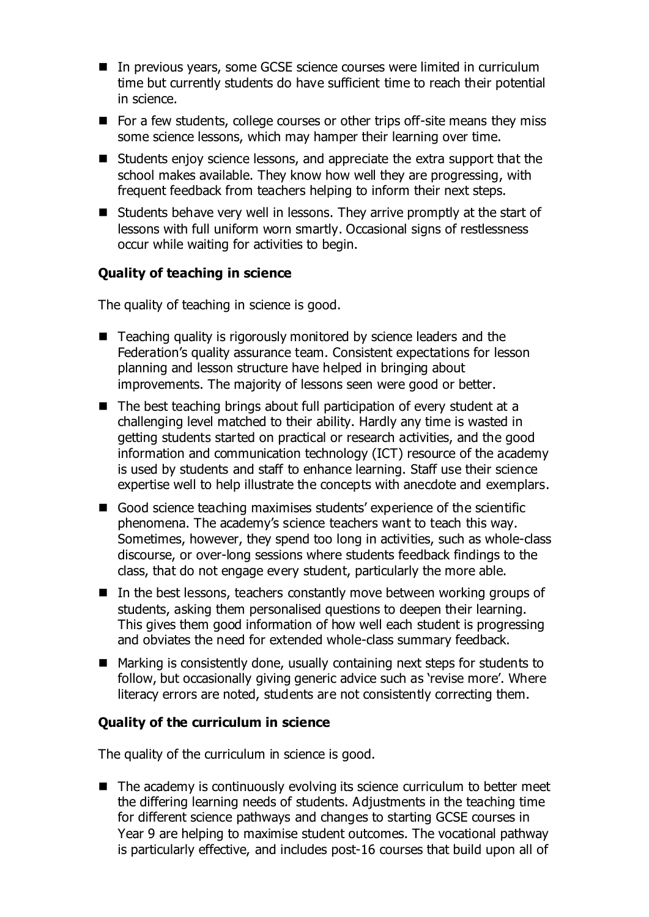- In previous years, some GCSE science courses were limited in curriculum time but currently students do have sufficient time to reach their potential in science.
- For a few students, college courses or other trips off-site means they miss some science lessons, which may hamper their learning over time.
- Students enjoy science lessons, and appreciate the extra support that the school makes available. They know how well they are progressing, with frequent feedback from teachers helping to inform their next steps.
- Students behave very well in lessons. They arrive promptly at the start of lessons with full uniform worn smartly. Occasional signs of restlessness occur while waiting for activities to begin.

**Quality of teaching in science**

The quality of teaching in science is good.

- Teaching quality is rigorously monitored by science leaders and the Federation's quality assurance team. Consistent expectations for lesson planning and lesson structure have helped in bringing about improvements. The majority of lessons seen were good or better.
- The best teaching brings about full participation of every student at a challenging level matched to their ability. Hardly any time is wasted in getting students started on practical or research activities, and the good information and communication technology (ICT) resource of the academy is used by students and staff to enhance learning. Staff use their science expertise well to help illustrate the concepts with anecdote and exemplars.
- Good science teaching maximises students' experience of the scientific phenomena. The academy's science teachers want to teach this way. Sometimes, however, they spend too long in activities, such as whole-class discourse, or over-long sessions where students feedback findings to the class, that do not engage every student, particularly the more able.
- In the best lessons, teachers constantly move between working groups of students, asking them personalised questions to deepen their learning. This gives them good information of how well each student is progressing and obviates the need for extended whole-class summary feedback.
- Marking is consistently done, usually containing next steps for students to follow, but occasionally giving generic advice such as 'revise more'. Where literacy errors are noted, students are not consistently correcting them.

**Quality of the curriculum in science**

The quality of the curriculum in science is good.

- The academy is continuously evolving its science curriculum to better meet the differing learning needs of students. Adjustments in the teaching time for different science pathways and changes to starting GCSE courses in Year 9 are helping to maximise student outcomes. The vocational pathway is particularly effective, and includes post-16 courses that build upon all of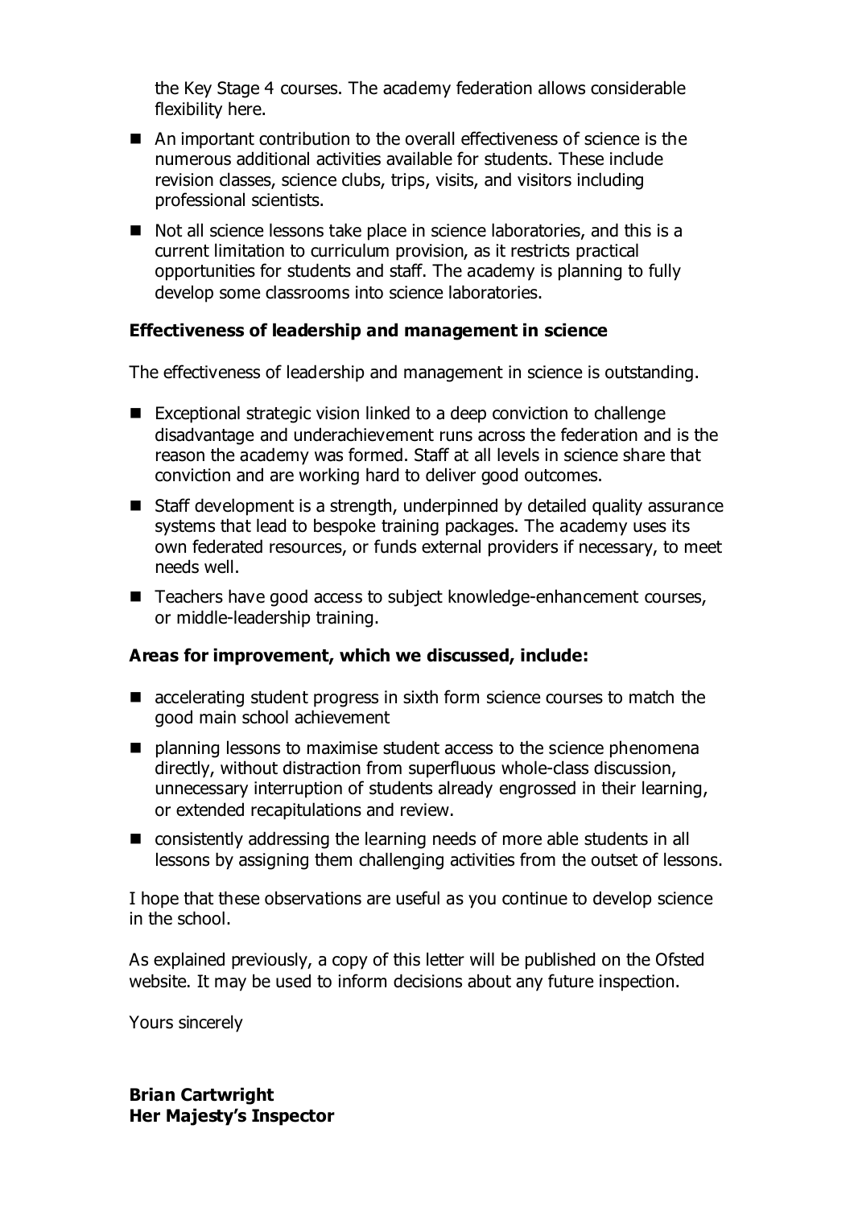the Key Stage 4 courses. The academy federation allows considerable flexibility here.

- An important contribution to the overall effectiveness of science is the numerous additional activities available for students. These include revision classes, science clubs, trips, visits, and visitors including professional scientists.
- Not all science lessons take place in science laboratories, and this is a current limitation to curriculum provision, as it restricts practical opportunities for students and staff. The academy is planning to fully develop some classrooms into science laboratories.

**Effectiveness of leadership and management in science**

The effectiveness of leadership and management in science is outstanding.

- Exceptional strategic vision linked to a deep conviction to challenge disadvantage and underachievement runs across the federation and is the reason the academy was formed. Staff at all levels in science share that conviction and are working hard to deliver good outcomes.
- Staff development is a strength, underpinned by detailed quality assurance systems that lead to bespoke training packages. The academy uses its own federated resources, or funds external providers if necessary, to meet needs well.
- Teachers have good access to subject knowledge-enhancement courses, or middle-leadership training.

**Areas for improvement, which we discussed, include:**

- accelerating student progress in sixth form science courses to match the good main school achievement
- planning lessons to maximise student access to the science phenomena directly, without distraction from superfluous whole-class discussion, unnecessary interruption of students already engrossed in their learning, or extended recapitulations and review.
- consistently addressing the learning needs of more able students in all lessons by assigning them challenging activities from the outset of lessons.

I hope that these observations are useful as you continue to develop science in the school.

As explained previously, a copy of this letter will be published on the Ofsted website. It may be used to inform decisions about any future inspection.

Yours sincerely

**Brian Cartwright**
**Her Majesty's Inspector**